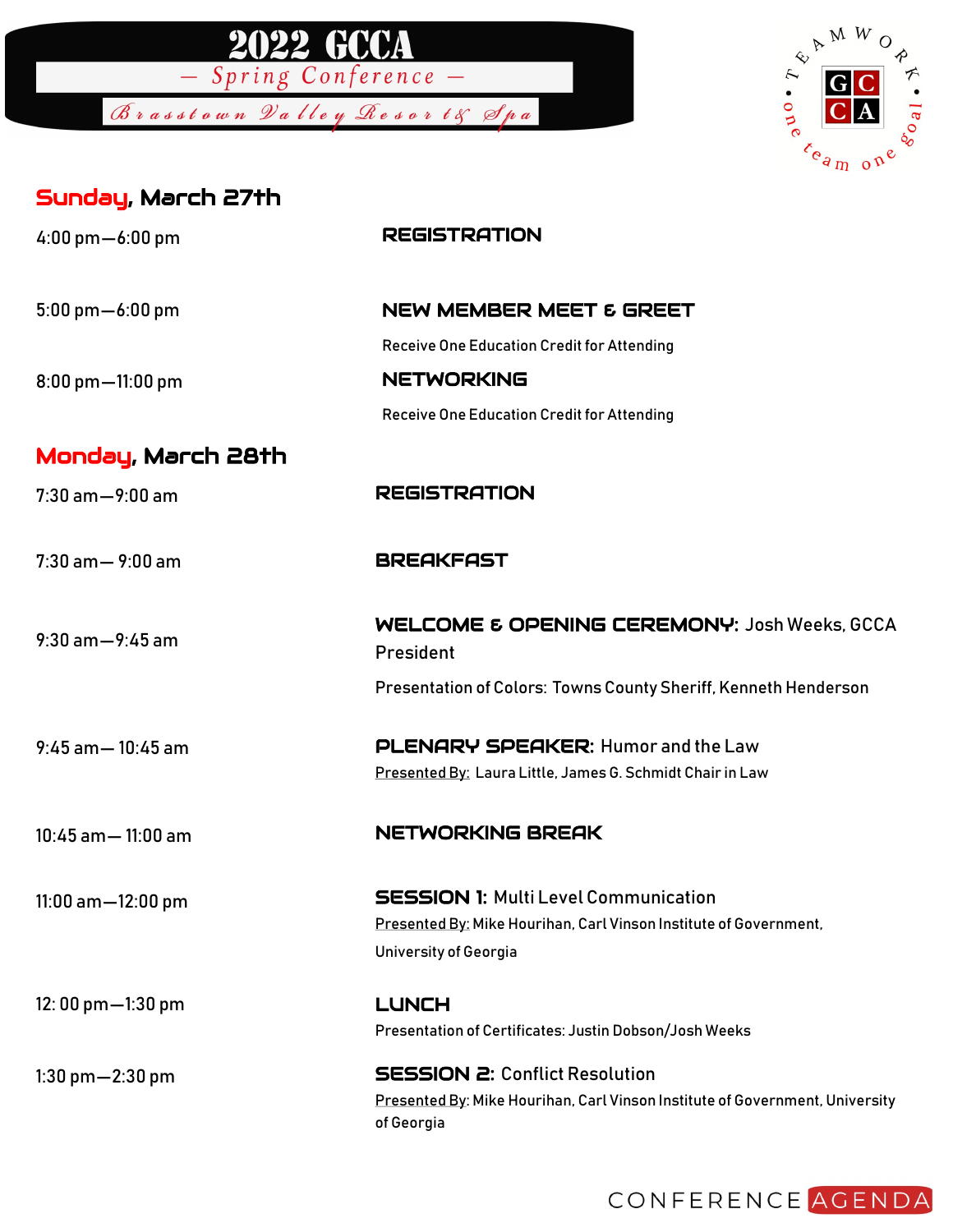# 2022 GCCA

## — Spring Conference —

### Brasstown Valley Resort & Spa

TEAMWORK • one team one goal • GCCA

## Sunday, March 27th

4:00 pm—6:00 pm — **REGISTRATION**

5:00 pm—6:00 pm — **NEW MEMBER MEET & GREET**

Receive One Education Credit for Attending

8:00 pm—11:00 pm — **NETWORKING**

Receive One Education Credit for Attending

## Monday, March 28th

7:30 am—9:00 am — **REGISTRATION**

7:30 am— 9:00 am — **BREAKFAST**

9:30 am—9:45 am — **WELCOME & OPENING CEREMONY:** Josh Weeks, GCCA President

Presentation of Colors: Towns County Sheriff, Kenneth Henderson

9:45 am— 10:45 am — **PLENARY SPEAKER:** Humor and the Law

Presented By: Laura Little, James G. Schmidt Chair in Law

10:45 am— 11:00 am — **NETWORKING BREAK**

11:00 am—12:00 pm — **SESSION 1:** Multi Level Communication

Presented By: Mike Hourihan, Carl Vinson Institute of Government, University of Georgia

12: 00 pm—1:30 pm — **LUNCH**

Presentation of Certificates: Justin Dobson/Josh Weeks

1:30 pm—2:30 pm — **SESSION 2:** Conflict Resolution

Presented By: Mike Hourihan, Carl Vinson Institute of Government, University of Georgia

CONFERENCE AGENDA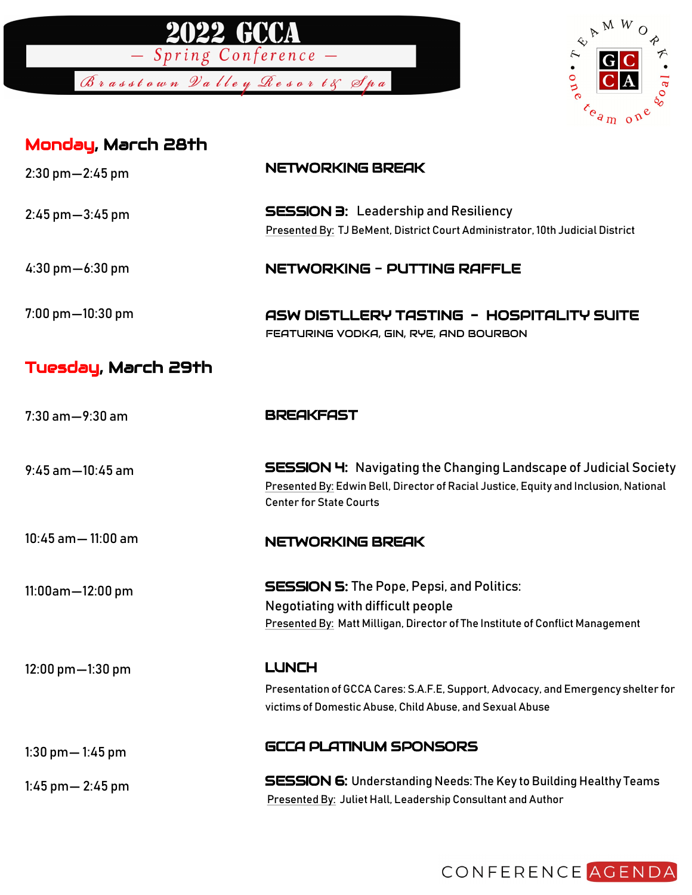# 2022 GCCA

*— Spring Conference —*

*Brasstown Valley Resort & Spa*

TEAMWORK • one team one goal • GCCA

## Monday, March 28th

| | |
|---|---|
| 2:30 pm—2:45 pm | **NETWORKING BREAK** |
| 2:45 pm—3:45 pm | **SESSION 3:** Leadership and Resiliency<br>Presented By: TJ BeMent, District Court Administrator, 10th Judicial District |
| 4:30 pm—6:30 pm | **NETWORKING - PUTTING RAFFLE** |
| 7:00 pm—10:30 pm | **ASW DISTLLERY TASTING - HOSPITALITY SUITE**<br>FEATURING VODKA, GIN, RYE, AND BOURBON |

## Tuesday, March 29th

| | |
|---|---|
| 7:30 am—9:30 am | **BREAKFAST** |
| 9:45 am—10:45 am | **SESSION 4:** Navigating the Changing Landscape of Judicial Society<br>Presented By: Edwin Bell, Director of Racial Justice, Equity and Inclusion, National Center for State Courts |
| 10:45 am— 11:00 am | **NETWORKING BREAK** |
| 11:00am—12:00 pm | **SESSION 5:** The Pope, Pepsi, and Politics: Negotiating with difficult people<br>Presented By: Matt Milligan, Director of The Institute of Conflict Management |
| 12:00 pm—1:30 pm | **LUNCH**<br>Presentation of GCCA Cares: S.A.F.E, Support, Advocacy, and Emergency shelter for victims of Domestic Abuse, Child Abuse, and Sexual Abuse |
| 1:30 pm— 1:45 pm | **GCCA PLATINUM SPONSORS** |
| 1:45 pm— 2:45 pm | **SESSION 6:** Understanding Needs: The Key to Building Healthy Teams<br>Presented By: Juliet Hall, Leadership Consultant and Author |

CONFERENCE AGENDA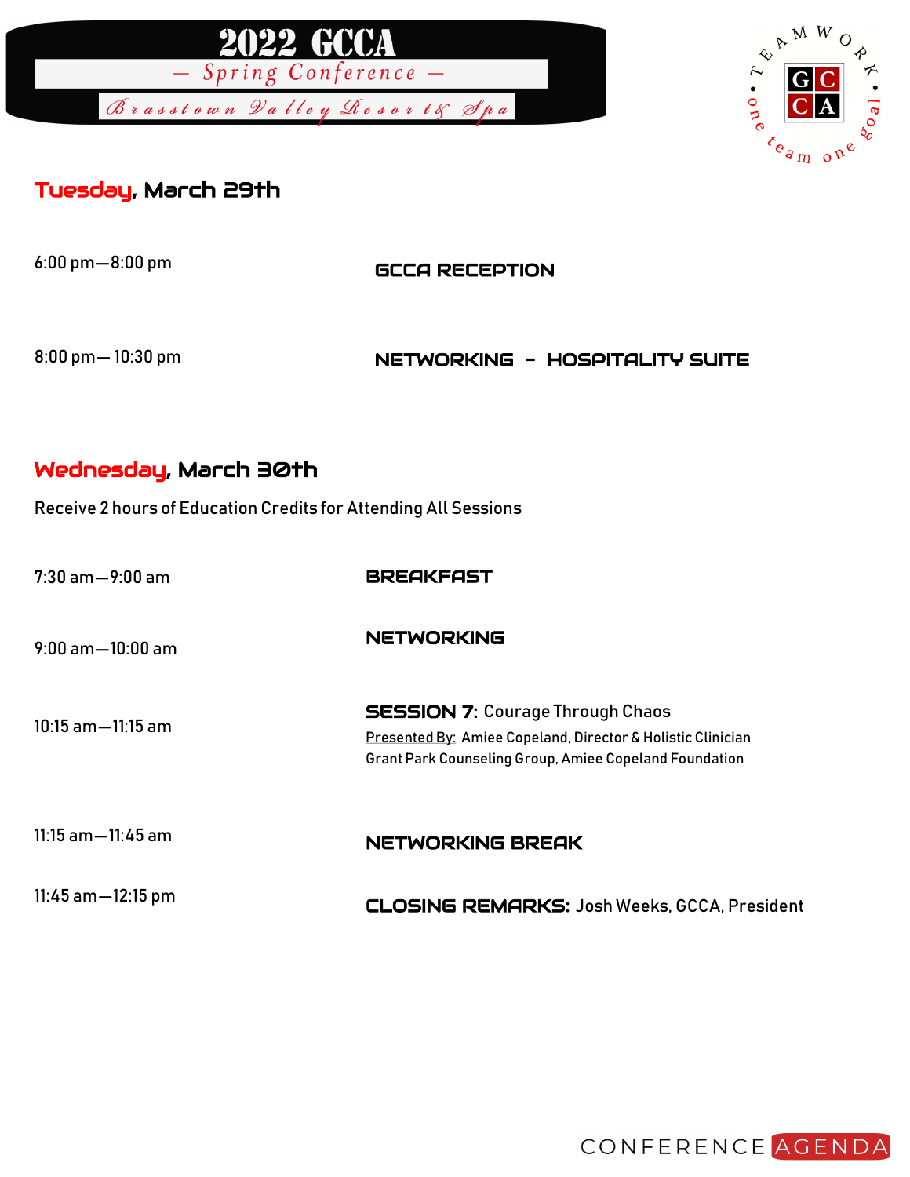# 2022 GCCA

## — Spring Conference —

### Brasstown Valley Resort & Spa

TEAMWORK • one team one goal •

GC
CA

## Tuesday, March 29th

| | |
|---|---|
| 6:00 pm—8:00 pm | **GCCA RECEPTION** |
| 8:00 pm— 10:30 pm | **NETWORKING - HOSPITALITY SUITE** |

## Wednesday, March 30th

Receive 2 hours of Education Credits for Attending All Sessions

| | |
|---|---|
| 7:30 am—9:00 am | **BREAKFAST** |
| 9:00 am—10:00 am | **NETWORKING** |
| 10:15 am—11:15 am | **SESSION 7:** Courage Through Chaos<br>Presented By: Amiee Copeland, Director & Holistic Clinician<br>Grant Park Counseling Group, Amiee Copeland Foundation |
| 11:15 am—11:45 am | **NETWORKING BREAK** |
| 11:45 am—12:15 pm | **CLOSING REMARKS:** Josh Weeks, GCCA, President |

CONFERENCE AGENDA